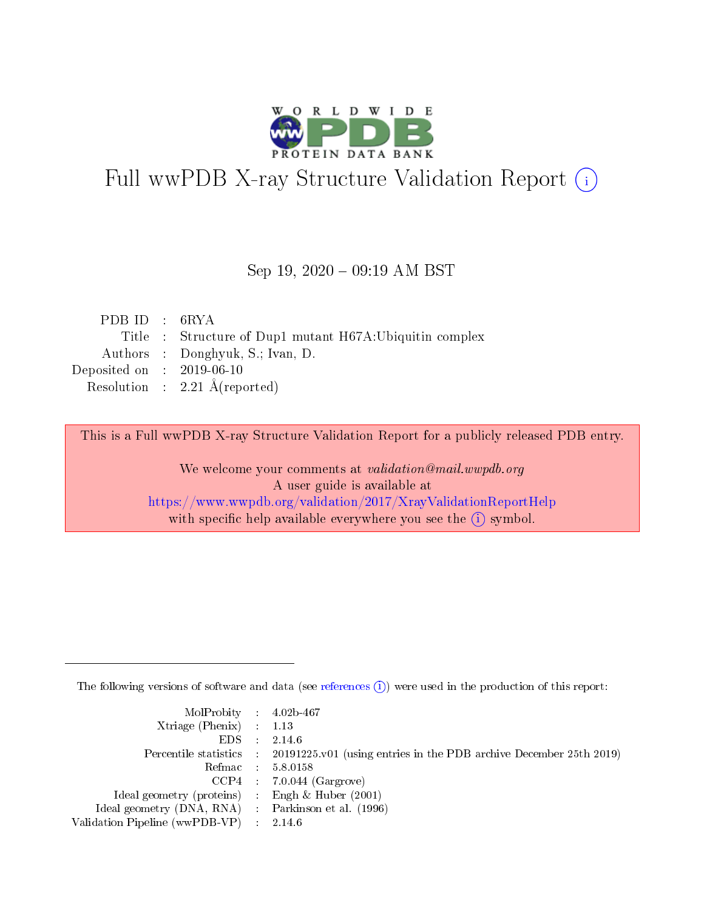# Full wwPDB X-ray Structure Validation Report (i)

Sep 19, 2020 – 09:19 AM BST

| | | |
|---|---|---|
| PDB ID | : | 6RYA |
| Title | : | Structure of Dup1 mutant H67A:Ubiquitin complex |
| Authors | : | Donghyuk, S.; Ivan, D. |
| Deposited on | : | 2019-06-10 |
| Resolution | : | 2.21 Å(reported) |

This is a Full wwPDB X-ray Structure Validation Report for a publicly released PDB entry.

We welcome your comments at *validation@mail.wwpdb.org*
A user guide is available at
https://www.wwpdb.org/validation/2017/XrayValidationReportHelp
with specific help available everywhere you see the (i) symbol.

The following versions of software and data (see references (i)) were used in the production of this report:

| | | |
|---|---|---|
| MolProbity | : | 4.02b-467 |
| Xtriage (Phenix) | : | 1.13 |
| EDS | : | 2.14.6 |
| Percentile statistics | : | 20191225.v01 (using entries in the PDB archive December 25th 2019) |
| Refmac | : | 5.8.0158 |
| CCP4 | : | 7.0.044 (Gargrove) |
| Ideal geometry (proteins) | : | Engh & Huber (2001) |
| Ideal geometry (DNA, RNA) | : | Parkinson et al. (1996) |
| Validation Pipeline (wwPDB-VP) | : | 2.14.6 |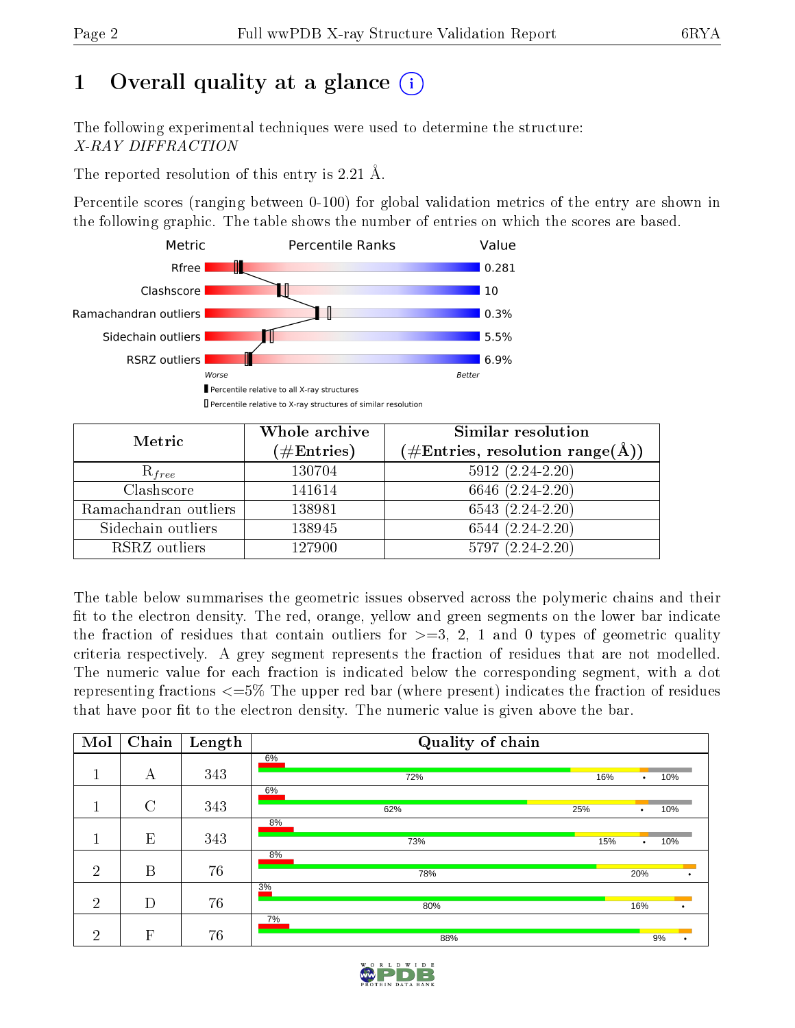# 1 Overall quality at a glance (i)

The following experimental techniques were used to determine the structure:
*X-RAY DIFFRACTION*

The reported resolution of this entry is 2.21 Å.

Percentile scores (ranging between 0-100) for global validation metrics of the entry are shown in the following graphic. The table shows the number of entries on which the scores are based.

| Metric | Value |
|---|---|
| Rfree | 0.281 |
| Clashscore | 10 |
| Ramachandran outliers | 0.3% |
| Sidechain outliers | 5.5% |
| RSRZ outliers | 6.9% |

Worse — Better

▮ Percentile relative to all X-ray structures
▯ Percentile relative to X-ray structures of similar resolution

| Metric | Whole archive (#Entries) | Similar resolution (#Entries, resolution range(Å)) |
|---|---|---|
| $R_{free}$ | 130704 | 5912 (2.24-2.20) |
| Clashscore | 141614 | 6646 (2.24-2.20) |
| Ramachandran outliers | 138981 | 6543 (2.24-2.20) |
| Sidechain outliers | 138945 | 6544 (2.24-2.20) |
| RSRZ outliers | 127900 | 5797 (2.24-2.20) |

The table below summarises the geometric issues observed across the polymeric chains and their fit to the electron density. The red, orange, yellow and green segments on the lower bar indicate the fraction of residues that contain outliers for >=3, 2, 1 and 0 types of geometric quality criteria respectively. A grey segment represents the fraction of residues that are not modelled. The numeric value for each fraction is indicated below the corresponding segment, with a dot representing fractions <=5% The upper red bar (where present) indicates the fraction of residues that have poor fit to the electron density. The numeric value is given above the bar.

| Mol | Chain | Length | Quality of chain |
|---|---|---|---|
| 1 | A | 343 | 6% / 72%, 16%, •, 10% |
| 1 | C | 343 | 6% / 62%, 25%, •, 10% |
| 1 | E | 343 | 8% / 73%, 15%, •, 10% |
| 2 | B | 76 | 8% / 78%, 20%, • |
| 2 | D | 76 | 3% / 80%, 16%, • |
| 2 | F | 76 | 7% / 88%, 9%, • |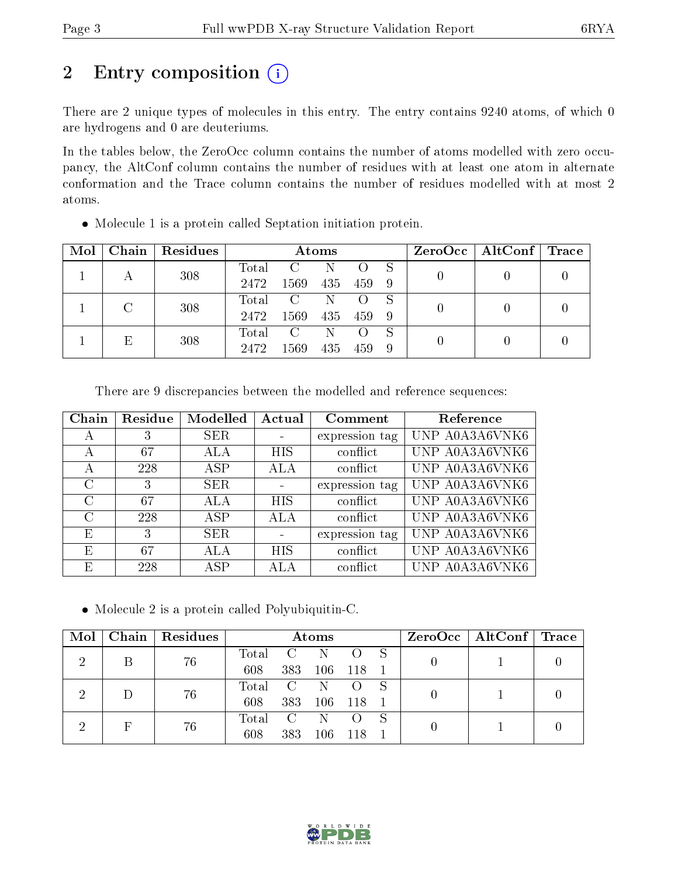# 2 Entry composition

There are 2 unique types of molecules in this entry. The entry contains 9240 atoms, of which 0 are hydrogens and 0 are deuteriums.

In the tables below, the ZeroOcc column contains the number of atoms modelled with zero occupancy, the AltConf column contains the number of residues with at least one atom in alternate conformation and the Trace column contains the number of residues modelled with at most 2 atoms.

- Molecule 1 is a protein called Septation initiation protein.

| Mol | Chain | Residues | Atoms | | | | | ZeroOcc | AltConf | Trace |
|---|---|---|---|---|---|---|---|---|---|---|
| | | | Total | C | N | O | S | | | |
| 1 | A | 308 | 2472 | 1569 | 435 | 459 | 9 | 0 | 0 | 0 |
| 1 | C | 308 | 2472 | 1569 | 435 | 459 | 9 | 0 | 0 | 0 |
| 1 | E | 308 | 2472 | 1569 | 435 | 459 | 9 | 0 | 0 | 0 |

There are 9 discrepancies between the modelled and reference sequences:

| Chain | Residue | Modelled | Actual | Comment | Reference |
|---|---|---|---|---|---|
| A | 3 | SER | - | expression tag | UNP A0A3A6VNK6 |
| A | 67 | ALA | HIS | conflict | UNP A0A3A6VNK6 |
| A | 228 | ASP | ALA | conflict | UNP A0A3A6VNK6 |
| C | 3 | SER | - | expression tag | UNP A0A3A6VNK6 |
| C | 67 | ALA | HIS | conflict | UNP A0A3A6VNK6 |
| C | 228 | ASP | ALA | conflict | UNP A0A3A6VNK6 |
| E | 3 | SER | - | expression tag | UNP A0A3A6VNK6 |
| E | 67 | ALA | HIS | conflict | UNP A0A3A6VNK6 |
| E | 228 | ASP | ALA | conflict | UNP A0A3A6VNK6 |

- Molecule 2 is a protein called Polyubiquitin-C.

| Mol | Chain | Residues | Atoms | | | | | ZeroOcc | AltConf | Trace |
|---|---|---|---|---|---|---|---|---|---|---|
| | | | Total | C | N | O | S | | | |
| 2 | B | 76 | 608 | 383 | 106 | 118 | 1 | 0 | 1 | 0 |
| 2 | D | 76 | 608 | 383 | 106 | 118 | 1 | 0 | 1 | 0 |
| 2 | F | 76 | 608 | 383 | 106 | 118 | 1 | 0 | 1 | 0 |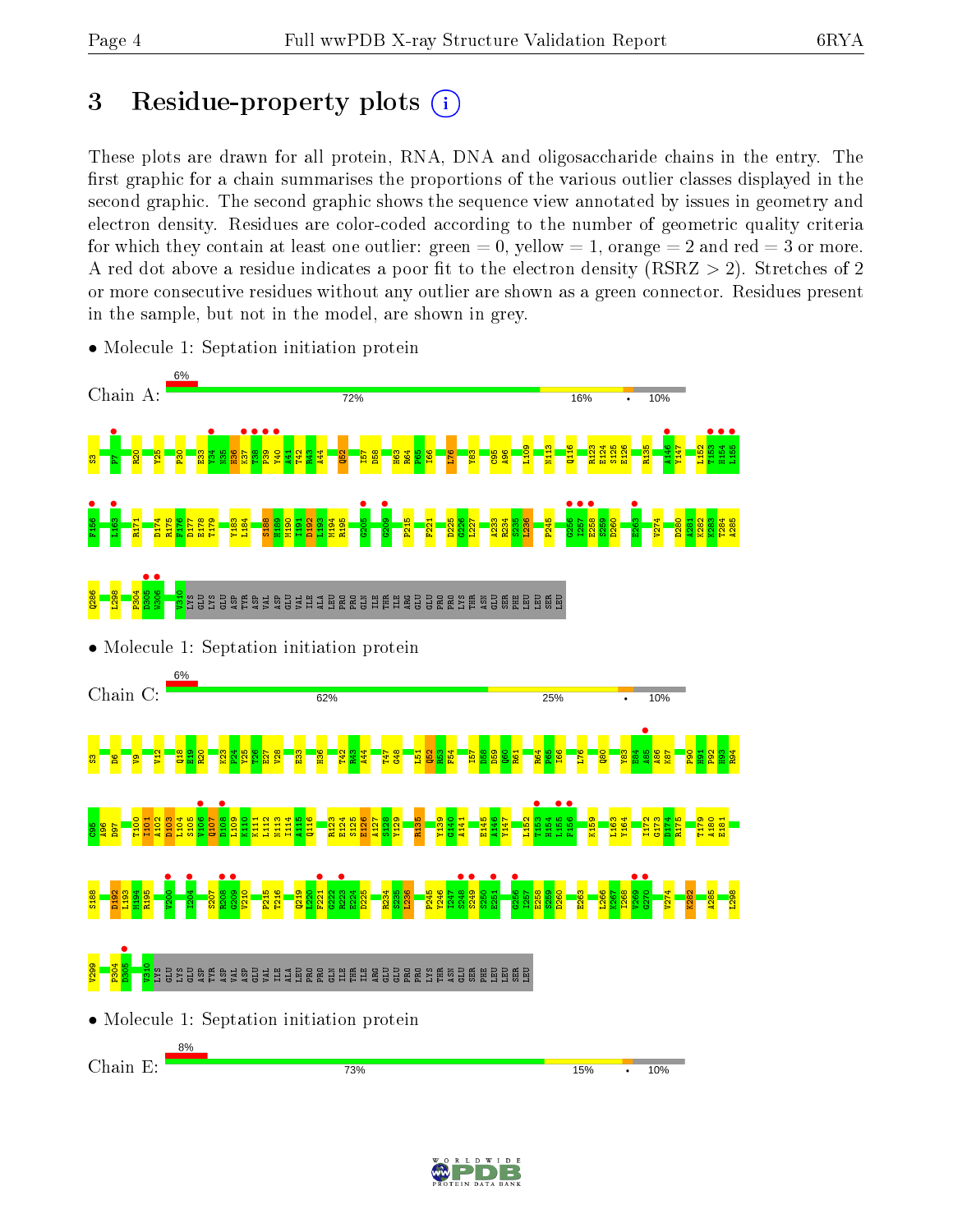# 3 Residue-property plots

These plots are drawn for all protein, RNA, DNA and oligosaccharide chains in the entry. The first graphic for a chain summarises the proportions of the various outlier classes displayed in the second graphic. The second graphic shows the sequence view annotated by issues in geometry and electron density. Residues are color-coded according to the number of geometric quality criteria for which they contain at least one outlier: green = 0, yellow = 1, orange = 2 and red = 3 or more. A red dot above a residue indicates a poor fit to the electron density (RSRZ > 2). Stretches of 2 or more consecutive residues without any outlier are shown as a green connector. Residues present in the sample, but not in the model, are shown in grey.

- Molecule 1: Septation initiation protein

Chain A: 6% | 72% | 16% | • | 10%

S3 P7 R20 Y25 P30 E33 Y34 N35 H36 K37 T38 P39 Y40 A41 T42 R43 A44 Q52 I57 D58 H63 R64 P65 I66 L76 Y83 C95 A96 L109 N113 Q116 R123 E124 S125 E126 R135 A146 Y147 L152 T153 H154 L155 F156 L163 R171 D174 R175 F176 D177 E178 T179 Y183 L184 S188 H189 H190 I191 H192 L193 M194 R195 G205 G209 P215 F221 D225 G226 L227 A233 R234 S235 I236 F245 G256 I257 E258 S259 D260 E263 V274 D280 A281 K282 K283 T284 A285 Q286 I298 P304 D305 W306 V310 LYS GLU LYS GLU ASP TYR ASP VAL ASP GLU VAL ILE ALA LEU PRO PRO GLN ILE THR ILE ARG GLU GLU PRO PRO LYS THR ASN GLU SER PHE LEU LEU SER LEU

- Molecule 1: Septation initiation protein

Chain C: 6% | 62% | 25% | • | 10%

S3 D6 V9 V12 Q18 E19 R20 K23 P24 Y25 T26 E27 V28 E33 H36 T42 R43 A44 T47 G48 L51 Q52 R53 F54 I57 D58 D59 Q60 R61 R64 P65 I66 L76 Q80 Y83 E84 A85 A86 K87 P90 H91 P92 H93 R94 C95 A96 D97 T100 I101 A102 D103 L104 S105 V106 Q107 D108 L109 K110 K111 L112 N113 I114 A115 Q116 R123 E124 S125 E126 A127 S128 Y129 R135 Y139 G140 A141 E145 A146 Y147 L152 T153 H154 L155 F156 K159 L163 Y164 I172 G173 D174 R175 T179 A180 E181 S188 D192 L193 M194 R195 V200 I204 S207 R208 G209 V210 P215 T216 Q219 L220 F221 G222 R223 E224 D225 R234 S235 I236 F245 Y246 I247 S248 S249 S250 E251 G256 I257 E258 S259 D260 E263 L266 K267 I268 V269 G270 V274 K282 A285 L298 V299 P304 D305 V310 LYS GLU LYS GLU ASP TYR ASP VAL ASP GLU VAL ILE ALA LEU PRO PRO GLN ILE THR ILE ARG GLU GLU PRO PRO LYS THR ASN GLU SER PHE LEU LEU SER LEU

- Molecule 1: Septation initiation protein

Chain E: 8% | 73% | 15% | • | 10%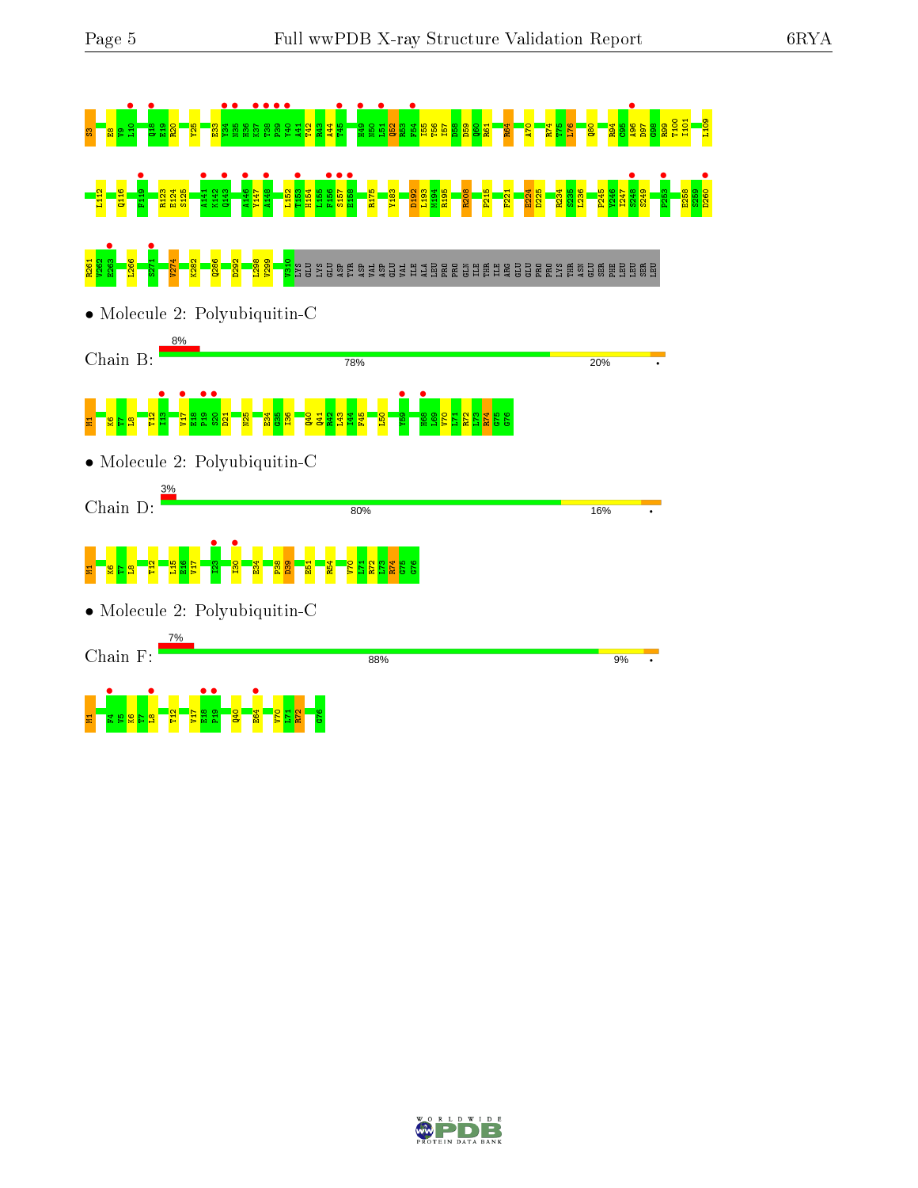S3 E8 V9 L10 Q18 E19 R20 Y25 E33 Y34 N35 H36 K37 T38 P39 Y40 A41 T42 R43 A44 T45 H49 N50 L51 Q52 R53 F54 I55 T56 I57 D58 D59 Q60 R61 R64 A70 R74 T75 L76 Q80 R94 C95 A96 D97 G98 R99 T100 I101 L109

L112 Q116 F119 R123 E124 S125 A141 K142 Q143 A146 Y147 A148 L152 I153 H154 L155 F156 S157 E158 R175 Y183 D192 L193 M194 R195 R208 P215 F221 E224 D225 R234 S235 L236 P245 Y246 I247 S248 S249 F253 E258 S259 D260

R261 V262 E263 L266 S271 V274 K282 Q286 D292 L298 V299 N310 LYS GLU LYS GLU ASP TYR ASP VAL ASP GLU VAL ILE ALA LEU PRO PRO GLN ILE THR ILE ARG GLU PRO PRO LYS THR ASN GLU SER PHE LEU LEU SER LEU

- Molecule 2: Polyubiquitin-C

Chain B: 8% | 78% | 20% | •

M1 K6 T7 L8 T12 I13 V17 E18 P19 S20 D21 N25 E34 G35 I36 Q40 Q41 R42 L43 I44 F45 L50 Y59 H68 L69 V70 L71 R72 L73 R74 G75 G76

- Molecule 2: Polyubiquitin-C

Chain D: 3% | 80% | 16% | •

M1 K6 T7 L8 T12 L15 E16 V17 I23 I30 E34 P38 D39 E51 R54 V70 L71 R72 L73 R74 G75 G76

- Molecule 2: Polyubiquitin-C

Chain F: 7% | 88% | 9% | •

M1 F4 V5 K6 T7 L8 T12 V17 E18 P19 Q40 E64 V70 L71 R72 G76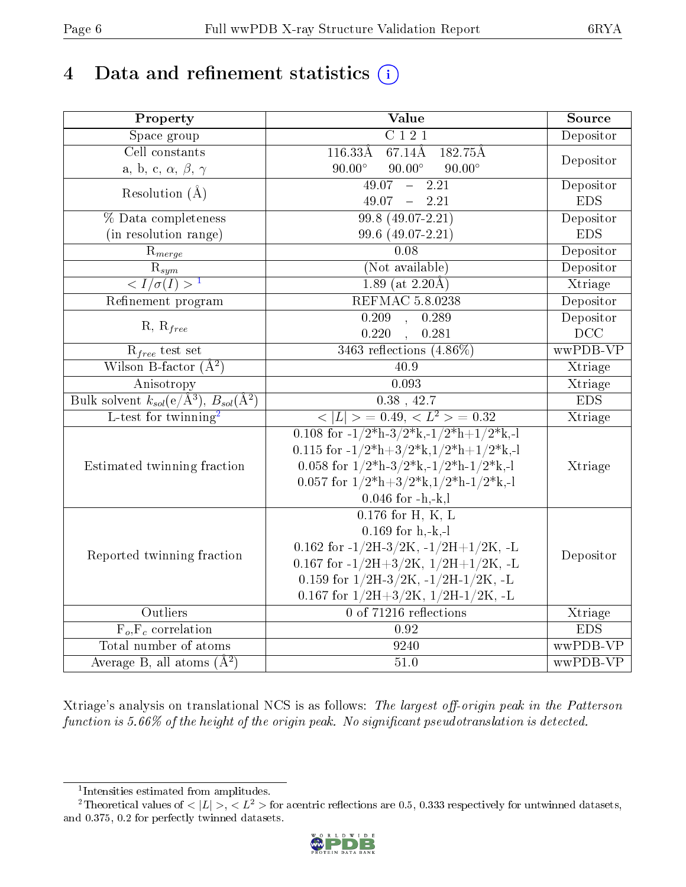# 4 Data and refinement statistics (i)

| Property | Value | Source |
|---|---|---|
| Space group | C 1 2 1 | Depositor |
| Cell constants<br>a, b, c, $\alpha$, $\beta$, $\gamma$ | 116.33Å 67.14Å 182.75Å<br>90.00° 90.00° 90.00° | Depositor |
| Resolution (Å) | 49.07 – 2.21<br>49.07 – 2.21 | Depositor<br>EDS |
| % Data completeness<br>(in resolution range) | 99.8 (49.07-2.21)<br>99.6 (49.07-2.21) | Depositor<br>EDS |
| $R_{merge}$ | 0.08 | Depositor |
| $R_{sym}$ | (Not available) | Depositor |
| $< I/\sigma(I) >$ [1] | 1.89 (at 2.20Å) | Xtriage |
| Refinement program | REFMAC 5.8.0238 | Depositor |
| R, $R_{free}$ | 0.209 , 0.289<br>0.220 , 0.281 | Depositor<br>DCC |
| $R_{free}$ test set | 3463 reflections (4.86%) | wwPDB-VP |
| Wilson B-factor (Å$^2$) | 40.9 | Xtriage |
| Anisotropy | 0.093 | Xtriage |
| Bulk solvent $k_{sol}$(e/Å$^3$), $B_{sol}$(Å$^2$) | 0.38 , 42.7 | EDS |
| L-test for twinning[2] | $< \lvert L \rvert > = 0.49$, $< L^2 > = 0.32$ | Xtriage |
| Estimated twinning fraction | 0.108 for -1/2*h-3/2*k,-1/2*h+1/2*k,-l<br>0.115 for -1/2*h+3/2*k,1/2*h+1/2*k,-l<br>0.058 for 1/2*h-3/2*k,-1/2*h-1/2*k,-l<br>0.057 for 1/2*h+3/2*k,1/2*h-1/2*k,-l<br>0.046 for -h,-k,l | Xtriage |
| Reported twinning fraction | 0.176 for H, K, L<br>0.169 for h,-k,-l<br>0.162 for -1/2H-3/2K, -1/2H+1/2K, -L<br>0.167 for -1/2H+3/2K, 1/2H+1/2K, -L<br>0.159 for 1/2H-3/2K, -1/2H-1/2K, -L<br>0.167 for 1/2H+3/2K, 1/2H-1/2K, -L | Depositor |
| Outliers | 0 of 71216 reflections | Xtriage |
| $F_o$,$F_c$ correlation | 0.92 | EDS |
| Total number of atoms | 9240 | wwPDB-VP |
| Average B, all atoms (Å$^2$) | 51.0 | wwPDB-VP |

Xtriage's analysis on translational NCS is as follows: *The largest off-origin peak in the Patterson function is 5.66% of the height of the origin peak. No significant pseudotranslation is detected.*

[1] Intensities estimated from amplitudes.

[2] Theoretical values of $< \lvert L \rvert >$, $< L^2 >$ for acentric reflections are 0.5, 0.333 respectively for untwinned datasets, and 0.375, 0.2 for perfectly twinned datasets.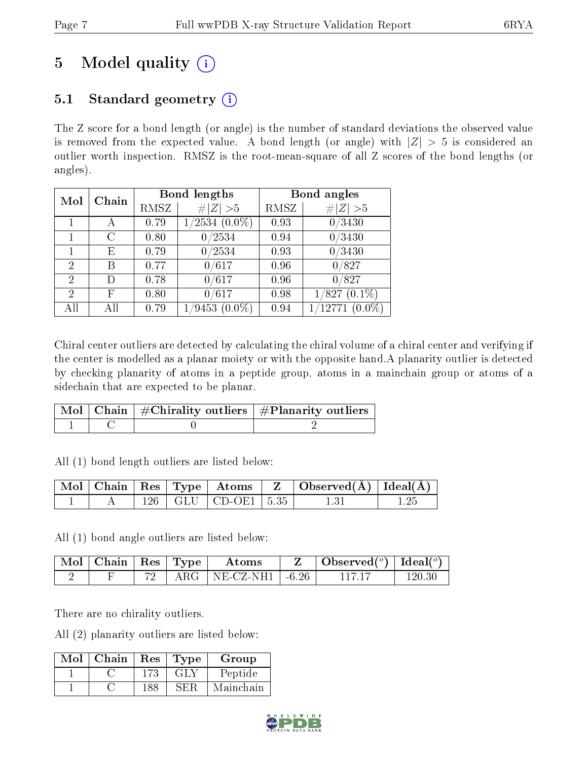# 5 Model quality (i)

## 5.1 Standard geometry (i)

The Z score for a bond length (or angle) is the number of standard deviations the observed value is removed from the expected value. A bond length (or angle) with $|Z| > 5$ is considered an outlier worth inspection. RMSZ is the root-mean-square of all Z scores of the bond lengths (or angles).

| Mol | Chain | Bond lengths | | Bond angles | |
|---|---|---|---|---|---|
| | | RMSZ | $\#\|Z\| > 5$ | RMSZ | $\#\|Z\| > 5$ |
| 1 | A | 0.79 | 1/2534 (0.0%) | 0.93 | 0/3430 |
| 1 | C | 0.80 | 0/2534 | 0.94 | 0/3430 |
| 1 | E | 0.79 | 0/2534 | 0.93 | 0/3430 |
| 2 | B | 0.77 | 0/617 | 0.96 | 0/827 |
| 2 | D | 0.78 | 0/617 | 0.96 | 0/827 |
| 2 | F | 0.80 | 0/617 | 0.98 | 1/827 (0.1%) |
| All | All | 0.79 | 1/9453 (0.0%) | 0.94 | 1/12771 (0.0%) |

Chiral center outliers are detected by calculating the chiral volume of a chiral center and verifying if the center is modelled as a planar moiety or with the opposite hand.A planarity outlier is detected by checking planarity of atoms in a peptide group, atoms in a mainchain group or atoms of a sidechain that are expected to be planar.

| Mol | Chain | #Chirality outliers | #Planarity outliers |
|---|---|---|---|
| 1 | C | 0 | 2 |

All (1) bond length outliers are listed below:

| Mol | Chain | Res | Type | Atoms | Z | Observed(Å) | Ideal(Å) |
|---|---|---|---|---|---|---|---|
| 1 | A | 126 | GLU | CD-OE1 | 5.35 | 1.31 | 1.25 |

All (1) bond angle outliers are listed below:

| Mol | Chain | Res | Type | Atoms | Z | Observed($^o$) | Ideal($^o$) |
|---|---|---|---|---|---|---|---|
| 2 | F | 72 | ARG | NE-CZ-NH1 | -6.26 | 117.17 | 120.30 |

There are no chirality outliers.

All (2) planarity outliers are listed below:

| Mol | Chain | Res | Type | Group |
|---|---|---|---|---|
| 1 | C | 173 | GLY | Peptide |
| 1 | C | 188 | SER | Mainchain |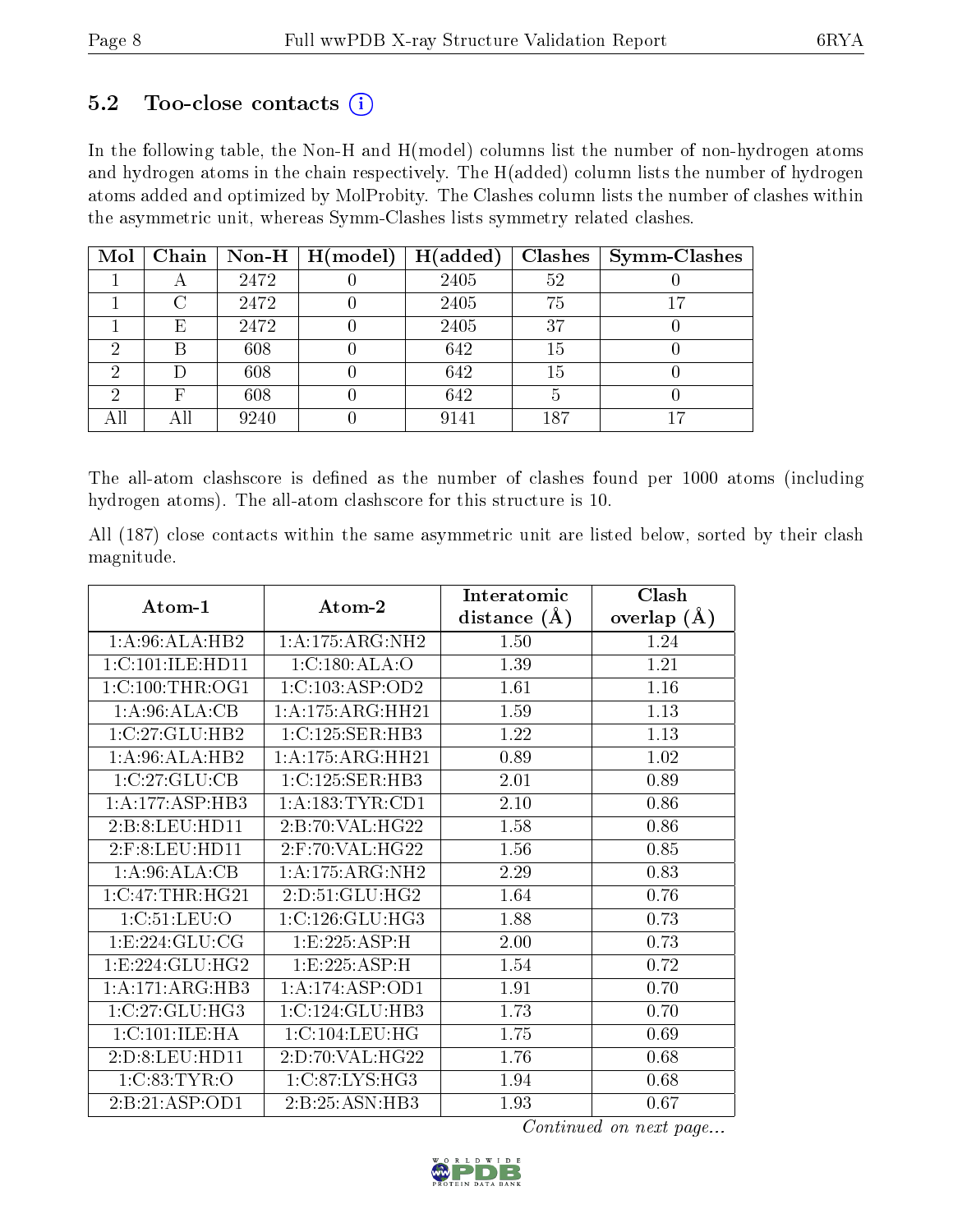### 5.2 Too-close contacts

In the following table, the Non-H and H(model) columns list the number of non-hydrogen atoms and hydrogen atoms in the chain respectively. The H(added) column lists the number of hydrogen atoms added and optimized by MolProbity. The Clashes column lists the number of clashes within the asymmetric unit, whereas Symm-Clashes lists symmetry related clashes.

| Mol | Chain | Non-H | H(model) | H(added) | Clashes | Symm-Clashes |
|---|---|---|---|---|---|---|
| 1 | A | 2472 | 0 | 2405 | 52 | 0 |
| 1 | C | 2472 | 0 | 2405 | 75 | 17 |
| 1 | E | 2472 | 0 | 2405 | 37 | 0 |
| 2 | B | 608 | 0 | 642 | 15 | 0 |
| 2 | D | 608 | 0 | 642 | 15 | 0 |
| 2 | F | 608 | 0 | 642 | 5 | 0 |
| All | All | 9240 | 0 | 9141 | 187 | 17 |

The all-atom clashscore is defined as the number of clashes found per 1000 atoms (including hydrogen atoms). The all-atom clashscore for this structure is 10.

All (187) close contacts within the same asymmetric unit are listed below, sorted by their clash magnitude.

| Atom-1 | Atom-2 | Interatomic distance (Å) | Clash overlap (Å) |
|---|---|---|---|
| 1:A:96:ALA:HB2 | 1:A:175:ARG:NH2 | 1.50 | 1.24 |
| 1:C:101:ILE:HD11 | 1:C:180:ALA:O | 1.39 | 1.21 |
| 1:C:100:THR:OG1 | 1:C:103:ASP:OD2 | 1.61 | 1.16 |
| 1:A:96:ALA:CB | 1:A:175:ARG:HH21 | 1.59 | 1.13 |
| 1:C:27:GLU:HB2 | 1:C:125:SER:HB3 | 1.22 | 1.13 |
| 1:A:96:ALA:HB2 | 1:A:175:ARG:HH21 | 0.89 | 1.02 |
| 1:C:27:GLU:CB | 1:C:125:SER:HB3 | 2.01 | 0.89 |
| 1:A:177:ASP:HB3 | 1:A:183:TYR:CD1 | 2.10 | 0.86 |
| 2:B:8:LEU:HD11 | 2:B:70:VAL:HG22 | 1.58 | 0.86 |
| 2:F:8:LEU:HD11 | 2:F:70:VAL:HG22 | 1.56 | 0.85 |
| 1:A:96:ALA:CB | 1:A:175:ARG:NH2 | 2.29 | 0.83 |
| 1:C:47:THR:HG21 | 2:D:51:GLU:HG2 | 1.64 | 0.76 |
| 1:C:51:LEU:O | 1:C:126:GLU:HG3 | 1.88 | 0.73 |
| 1:E:224:GLU:CG | 1:E:225:ASP:H | 2.00 | 0.73 |
| 1:E:224:GLU:HG2 | 1:E:225:ASP:H | 1.54 | 0.72 |
| 1:A:171:ARG:HB3 | 1:A:174:ASP:OD1 | 1.91 | 0.70 |
| 1:C:27:GLU:HG3 | 1:C:124:GLU:HB3 | 1.73 | 0.70 |
| 1:C:101:ILE:HA | 1:C:104:LEU:HG | 1.75 | 0.69 |
| 2:D:8:LEU:HD11 | 2:D:70:VAL:HG22 | 1.76 | 0.68 |
| 1:C:83:TYR:O | 1:C:87:LYS:HG3 | 1.94 | 0.68 |
| 2:B:21:ASP:OD1 | 2:B:25:ASN:HB3 | 1.93 | 0.67 |

*Continued on next page...*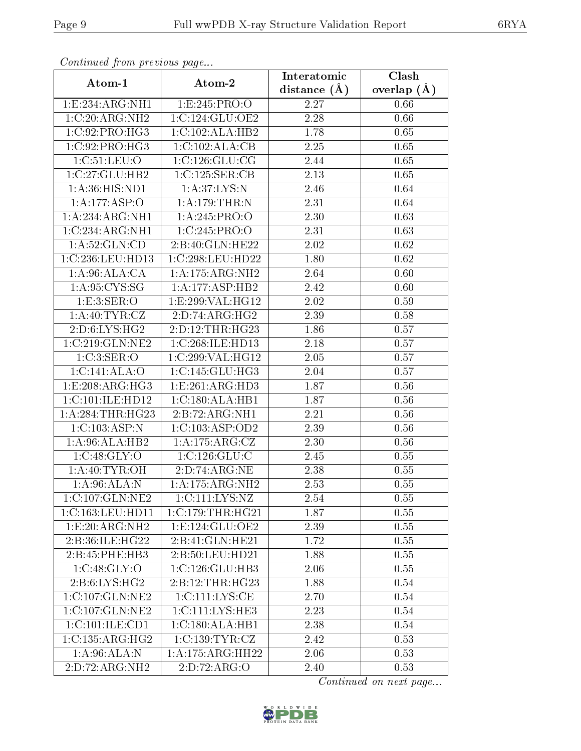*Continued from previous page...*

| Atom-1 | Atom-2 | Interatomic distance (Å) | Clash overlap (Å) |
|---|---|---|---|
| 1:E:234:ARG:NH1 | 1:E:245:PRO:O | 2.27 | 0.66 |
| 1:C:20:ARG:NH2 | 1:C:124:GLU:OE2 | 2.28 | 0.66 |
| 1:C:92:PRO:HG3 | 1:C:102:ALA:HB2 | 1.78 | 0.65 |
| 1:C:92:PRO:HG3 | 1:C:102:ALA:CB | 2.25 | 0.65 |
| 1:C:51:LEU:O | 1:C:126:GLU:CG | 2.44 | 0.65 |
| 1:C:27:GLU:HB2 | 1:C:125:SER:CB | 2.13 | 0.65 |
| 1:A:36:HIS:ND1 | 1:A:37:LYS:N | 2.46 | 0.64 |
| 1:A:177:ASP:O | 1:A:179:THR:N | 2.31 | 0.64 |
| 1:A:234:ARG:NH1 | 1:A:245:PRO:O | 2.30 | 0.63 |
| 1:C:234:ARG:NH1 | 1:C:245:PRO:O | 2.31 | 0.63 |
| 1:A:52:GLN:CD | 2:B:40:GLN:HE22 | 2.02 | 0.62 |
| 1:C:236:LEU:HD13 | 1:C:298:LEU:HD22 | 1.80 | 0.62 |
| 1:A:96:ALA:CA | 1:A:175:ARG:NH2 | 2.64 | 0.60 |
| 1:A:95:CYS:SG | 1:A:177:ASP:HB2 | 2.42 | 0.60 |
| 1:E:3:SER:O | 1:E:299:VAL:HG12 | 2.02 | 0.59 |
| 1:A:40:TYR:CZ | 2:D:74:ARG:HG2 | 2.39 | 0.58 |
| 2:D:6:LYS:HG2 | 2:D:12:THR:HG23 | 1.86 | 0.57 |
| 1:C:219:GLN:NE2 | 1:C:268:ILE:HD13 | 2.18 | 0.57 |
| 1:C:3:SER:O | 1:C:299:VAL:HG12 | 2.05 | 0.57 |
| 1:C:141:ALA:O | 1:C:145:GLU:HG3 | 2.04 | 0.57 |
| 1:E:208:ARG:HG3 | 1:E:261:ARG:HD3 | 1.87 | 0.56 |
| 1:C:101:ILE:HD12 | 1:C:180:ALA:HB1 | 1.87 | 0.56 |
| 1:A:284:THR:HG23 | 2:B:72:ARG:NH1 | 2.21 | 0.56 |
| 1:C:103:ASP:N | 1:C:103:ASP:OD2 | 2.39 | 0.56 |
| 1:A:96:ALA:HB2 | 1:A:175:ARG:CZ | 2.30 | 0.56 |
| 1:C:48:GLY:O | 1:C:126:GLU:C | 2.45 | 0.55 |
| 1:A:40:TYR:OH | 2:D:74:ARG:NE | 2.38 | 0.55 |
| 1:A:96:ALA:N | 1:A:175:ARG:NH2 | 2.53 | 0.55 |
| 1:C:107:GLN:NE2 | 1:C:111:LYS:NZ | 2.54 | 0.55 |
| 1:C:163:LEU:HD11 | 1:C:179:THR:HG21 | 1.87 | 0.55 |
| 1:E:20:ARG:NH2 | 1:E:124:GLU:OE2 | 2.39 | 0.55 |
| 2:B:36:ILE:HG22 | 2:B:41:GLN:HE21 | 1.72 | 0.55 |
| 2:B:45:PHE:HB3 | 2:B:50:LEU:HD21 | 1.88 | 0.55 |
| 1:C:48:GLY:O | 1:C:126:GLU:HB3 | 2.06 | 0.55 |
| 2:B:6:LYS:HG2 | 2:B:12:THR:HG23 | 1.88 | 0.54 |
| 1:C:107:GLN:NE2 | 1:C:111:LYS:CE | 2.70 | 0.54 |
| 1:C:107:GLN:NE2 | 1:C:111:LYS:HE3 | 2.23 | 0.54 |
| 1:C:101:ILE:CD1 | 1:C:180:ALA:HB1 | 2.38 | 0.54 |
| 1:C:135:ARG:HG2 | 1:C:139:TYR:CZ | 2.42 | 0.53 |
| 1:A:96:ALA:N | 1:A:175:ARG:HH22 | 2.06 | 0.53 |
| 2:D:72:ARG:NH2 | 2:D:72:ARG:O | 2.40 | 0.53 |

*Continued on next page...*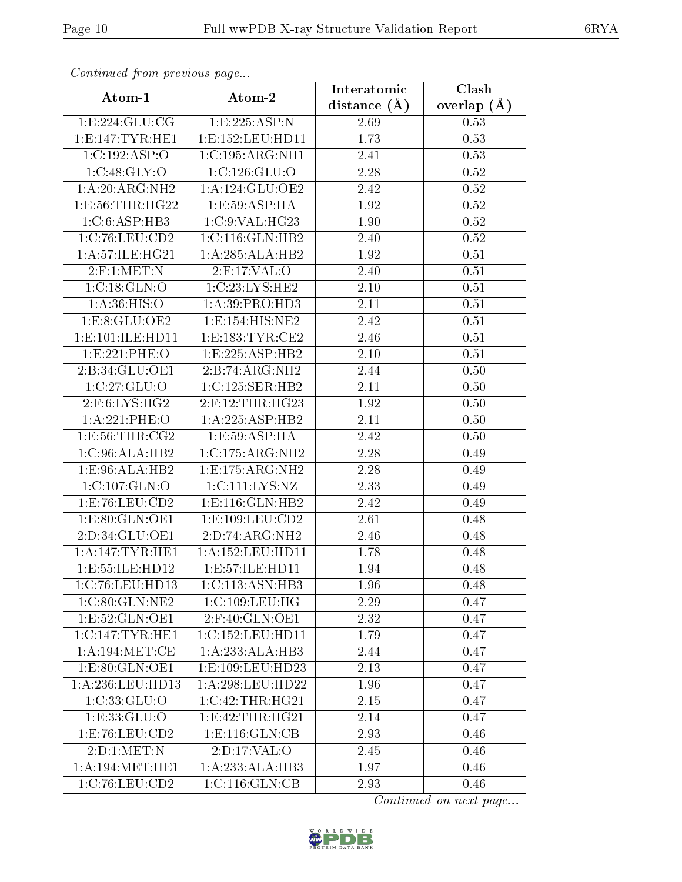*Continued from previous page...*

| Atom-1 | Atom-2 | Interatomic distance (Å) | Clash overlap (Å) |
| --- | --- | --- | --- |
| 1:E:224:GLU:CG | 1:E:225:ASP:N | 2.69 | 0.53 |
| 1:E:147:TYR:HE1 | 1:E:152:LEU:HD11 | 1.73 | 0.53 |
| 1:C:192:ASP:O | 1:C:195:ARG:NH1 | 2.41 | 0.53 |
| 1:C:48:GLY:O | 1:C:126:GLU:O | 2.28 | 0.52 |
| 1:A:20:ARG:NH2 | 1:A:124:GLU:OE2 | 2.42 | 0.52 |
| 1:E:56:THR:HG22 | 1:E:59:ASP:HA | 1.92 | 0.52 |
| 1:C:6:ASP:HB3 | 1:C:9:VAL:HG23 | 1.90 | 0.52 |
| 1:C:76:LEU:CD2 | 1:C:116:GLN:HB2 | 2.40 | 0.52 |
| 1:A:57:ILE:HG21 | 1:A:285:ALA:HB2 | 1.92 | 0.51 |
| 2:F:1:MET:N | 2:F:17:VAL:O | 2.40 | 0.51 |
| 1:C:18:GLN:O | 1:C:23:LYS:HE2 | 2.10 | 0.51 |
| 1:A:36:HIS:O | 1:A:39:PRO:HD3 | 2.11 | 0.51 |
| 1:E:8:GLU:OE2 | 1:E:154:HIS:NE2 | 2.42 | 0.51 |
| 1:E:101:ILE:HD11 | 1:E:183:TYR:CE2 | 2.46 | 0.51 |
| 1:E:221:PHE:O | 1:E:225:ASP:HB2 | 2.10 | 0.51 |
| 2:B:34:GLU:OE1 | 2:B:74:ARG:NH2 | 2.44 | 0.50 |
| 1:C:27:GLU:O | 1:C:125:SER:HB2 | 2.11 | 0.50 |
| 2:F:6:LYS:HG2 | 2:F:12:THR:HG23 | 1.92 | 0.50 |
| 1:A:221:PHE:O | 1:A:225:ASP:HB2 | 2.11 | 0.50 |
| 1:E:56:THR:CG2 | 1:E:59:ASP:HA | 2.42 | 0.50 |
| 1:C:96:ALA:HB2 | 1:C:175:ARG:NH2 | 2.28 | 0.49 |
| 1:E:96:ALA:HB2 | 1:E:175:ARG:NH2 | 2.28 | 0.49 |
| 1:C:107:GLN:O | 1:C:111:LYS:NZ | 2.33 | 0.49 |
| 1:E:76:LEU:CD2 | 1:E:116:GLN:HB2 | 2.42 | 0.49 |
| 1:E:80:GLN:OE1 | 1:E:109:LEU:CD2 | 2.61 | 0.48 |
| 2:D:34:GLU:OE1 | 2:D:74:ARG:NH2 | 2.46 | 0.48 |
| 1:A:147:TYR:HE1 | 1:A:152:LEU:HD11 | 1.78 | 0.48 |
| 1:E:55:ILE:HD12 | 1:E:57:ILE:HD11 | 1.94 | 0.48 |
| 1:C:76:LEU:HD13 | 1:C:113:ASN:HB3 | 1.96 | 0.48 |
| 1:C:80:GLN:NE2 | 1:C:109:LEU:HG | 2.29 | 0.47 |
| 1:E:52:GLN:OE1 | 2:F:40:GLN:OE1 | 2.32 | 0.47 |
| 1:C:147:TYR:HE1 | 1:C:152:LEU:HD11 | 1.79 | 0.47 |
| 1:A:194:MET:CE | 1:A:233:ALA:HB3 | 2.44 | 0.47 |
| 1:E:80:GLN:OE1 | 1:E:109:LEU:HD23 | 2.13 | 0.47 |
| 1:A:236:LEU:HD13 | 1:A:298:LEU:HD22 | 1.96 | 0.47 |
| 1:C:33:GLU:O | 1:C:42:THR:HG21 | 2.15 | 0.47 |
| 1:E:33:GLU:O | 1:E:42:THR:HG21 | 2.14 | 0.47 |
| 1:E:76:LEU:CD2 | 1:E:116:GLN:CB | 2.93 | 0.46 |
| 2:D:1:MET:N | 2:D:17:VAL:O | 2.45 | 0.46 |
| 1:A:194:MET:HE1 | 1:A:233:ALA:HB3 | 1.97 | 0.46 |
| 1:C:76:LEU:CD2 | 1:C:116:GLN:CB | 2.93 | 0.46 |

*Continued on next page...*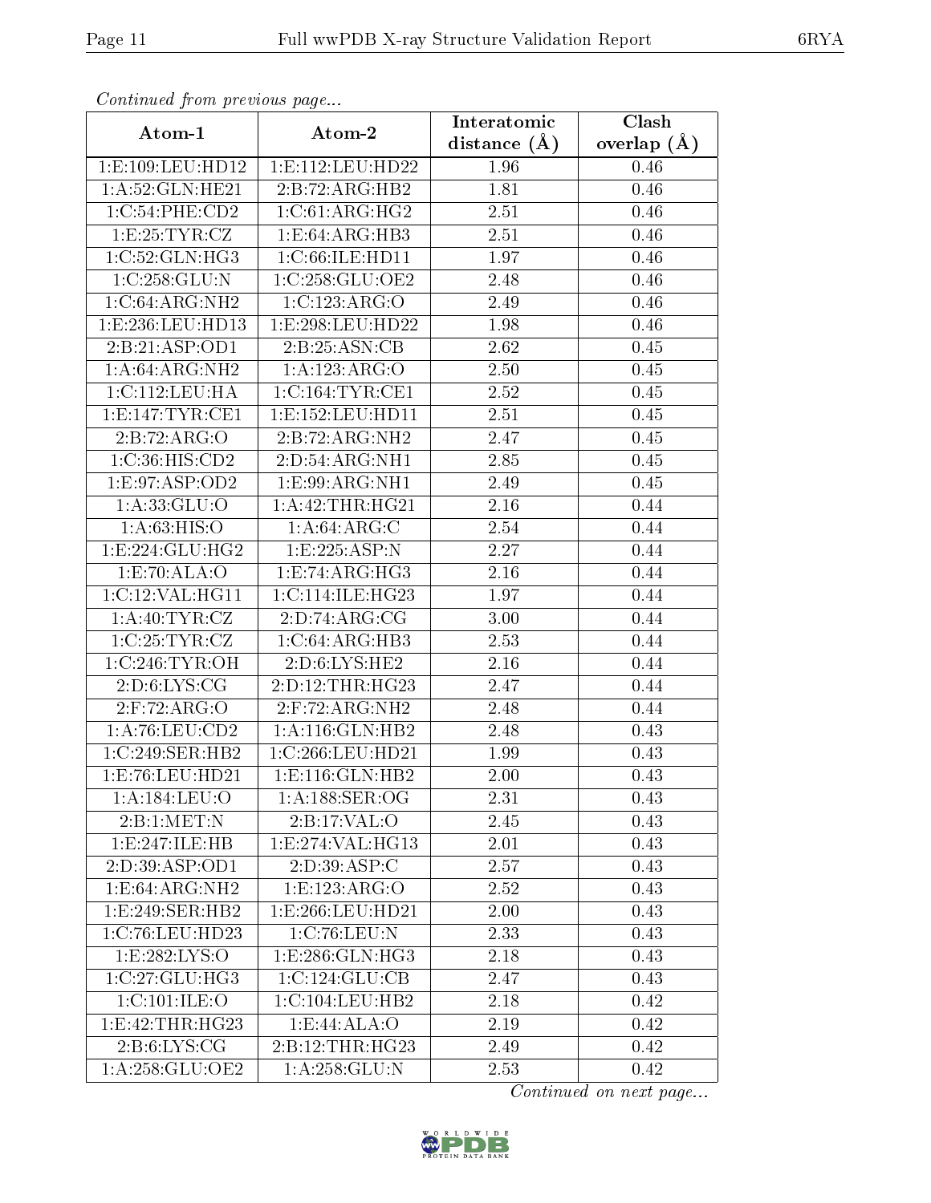*Continued from previous page...*

| Atom-1 | Atom-2 | Interatomic distance (Å) | Clash overlap (Å) |
| --- | --- | --- | --- |
| 1:E:109:LEU:HD12 | 1:E:112:LEU:HD22 | 1.96 | 0.46 |
| 1:A:52:GLN:HE21 | 2:B:72:ARG:HB2 | 1.81 | 0.46 |
| 1:C:54:PHE:CD2 | 1:C:61:ARG:HG2 | 2.51 | 0.46 |
| 1:E:25:TYR:CZ | 1:E:64:ARG:HB3 | 2.51 | 0.46 |
| 1:C:52:GLN:HG3 | 1:C:66:ILE:HD11 | 1.97 | 0.46 |
| 1:C:258:GLU:N | 1:C:258:GLU:OE2 | 2.48 | 0.46 |
| 1:C:64:ARG:NH2 | 1:C:123:ARG:O | 2.49 | 0.46 |
| 1:E:236:LEU:HD13 | 1:E:298:LEU:HD22 | 1.98 | 0.46 |
| 2:B:21:ASP:OD1 | 2:B:25:ASN:CB | 2.62 | 0.45 |
| 1:A:64:ARG:NH2 | 1:A:123:ARG:O | 2.50 | 0.45 |
| 1:C:112:LEU:HA | 1:C:164:TYR:CE1 | 2.52 | 0.45 |
| 1:E:147:TYR:CE1 | 1:E:152:LEU:HD11 | 2.51 | 0.45 |
| 2:B:72:ARG:O | 2:B:72:ARG:NH2 | 2.47 | 0.45 |
| 1:C:36:HIS:CD2 | 2:D:54:ARG:NH1 | 2.85 | 0.45 |
| 1:E:97:ASP:OD2 | 1:E:99:ARG:NH1 | 2.49 | 0.45 |
| 1:A:33:GLU:O | 1:A:42:THR:HG21 | 2.16 | 0.44 |
| 1:A:63:HIS:O | 1:A:64:ARG:C | 2.54 | 0.44 |
| 1:E:224:GLU:HG2 | 1:E:225:ASP:N | 2.27 | 0.44 |
| 1:E:70:ALA:O | 1:E:74:ARG:HG3 | 2.16 | 0.44 |
| 1:C:12:VAL:HG11 | 1:C:114:ILE:HG23 | 1.97 | 0.44 |
| 1:A:40:TYR:CZ | 2:D:74:ARG:CG | 3.00 | 0.44 |
| 1:C:25:TYR:CZ | 1:C:64:ARG:HB3 | 2.53 | 0.44 |
| 1:C:246:TYR:OH | 2:D:6:LYS:HE2 | 2.16 | 0.44 |
| 2:D:6:LYS:CG | 2:D:12:THR:HG23 | 2.47 | 0.44 |
| 2:F:72:ARG:O | 2:F:72:ARG:NH2 | 2.48 | 0.44 |
| 1:A:76:LEU:CD2 | 1:A:116:GLN:HB2 | 2.48 | 0.43 |
| 1:C:249:SER:HB2 | 1:C:266:LEU:HD21 | 1.99 | 0.43 |
| 1:E:76:LEU:HD21 | 1:E:116:GLN:HB2 | 2.00 | 0.43 |
| 1:A:184:LEU:O | 1:A:188:SER:OG | 2.31 | 0.43 |
| 2:B:1:MET:N | 2:B:17:VAL:O | 2.45 | 0.43 |
| 1:E:247:ILE:HB | 1:E:274:VAL:HG13 | 2.01 | 0.43 |
| 2:D:39:ASP:OD1 | 2:D:39:ASP:C | 2.57 | 0.43 |
| 1:E:64:ARG:NH2 | 1:E:123:ARG:O | 2.52 | 0.43 |
| 1:E:249:SER:HB2 | 1:E:266:LEU:HD21 | 2.00 | 0.43 |
| 1:C:76:LEU:HD23 | 1:C:76:LEU:N | 2.33 | 0.43 |
| 1:E:282:LYS:O | 1:E:286:GLN:HG3 | 2.18 | 0.43 |
| 1:C:27:GLU:HG3 | 1:C:124:GLU:CB | 2.47 | 0.43 |
| 1:C:101:ILE:O | 1:C:104:LEU:HB2 | 2.18 | 0.42 |
| 1:E:42:THR:HG23 | 1:E:44:ALA:O | 2.19 | 0.42 |
| 2:B:6:LYS:CG | 2:B:12:THR:HG23 | 2.49 | 0.42 |
| 1:A:258:GLU:OE2 | 1:A:258:GLU:N | 2.53 | 0.42 |

*Continued on next page...*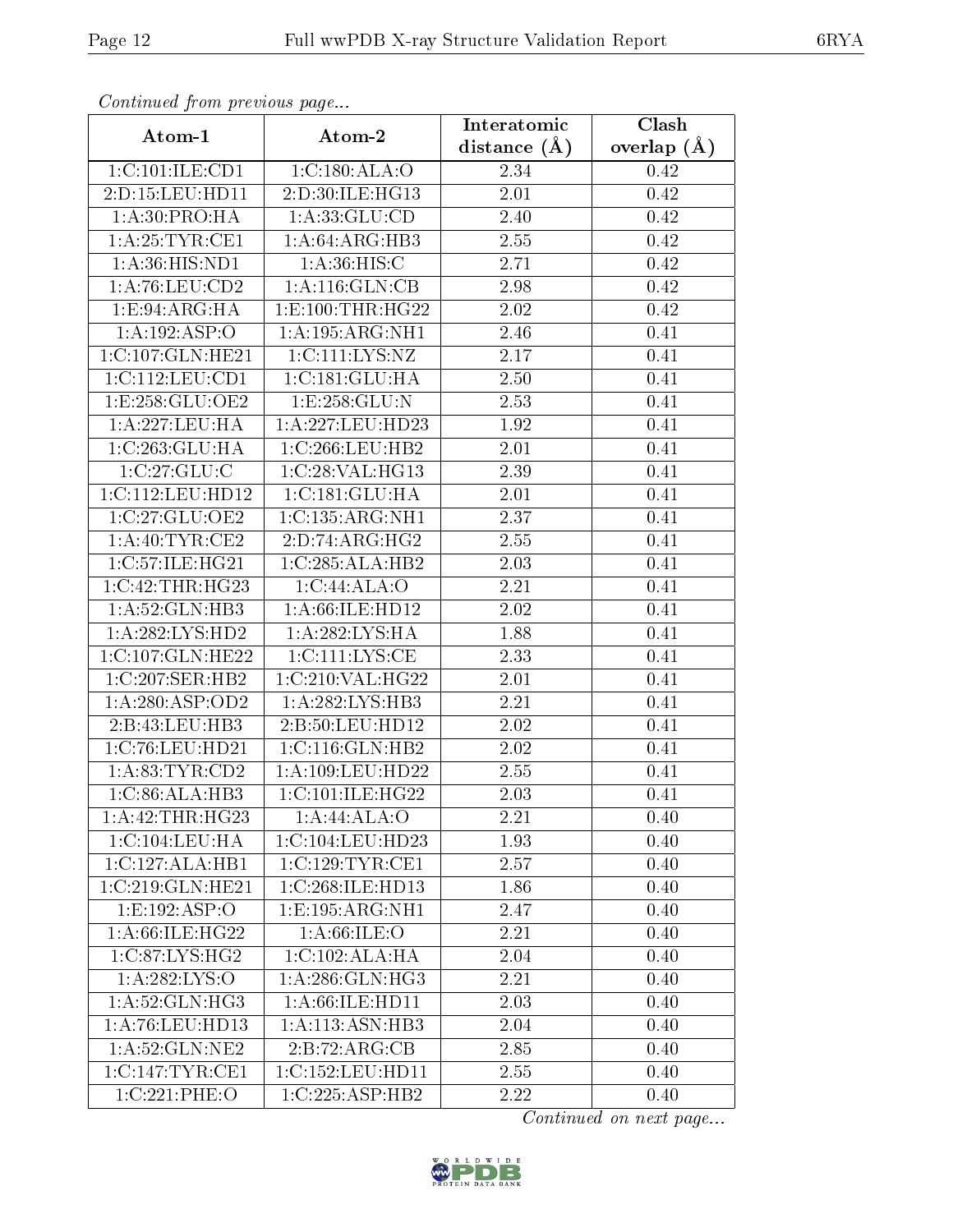*Continued from previous page...*

| Atom-1 | Atom-2 | Interatomic distance (Å) | Clash overlap (Å) |
|---|---|---|---|
| 1:C:101:ILE:CD1 | 1:C:180:ALA:O | 2.34 | 0.42 |
| 2:D:15:LEU:HD11 | 2:D:30:ILE:HG13 | 2.01 | 0.42 |
| 1:A:30:PRO:HA | 1:A:33:GLU:CD | 2.40 | 0.42 |
| 1:A:25:TYR:CE1 | 1:A:64:ARG:HB3 | 2.55 | 0.42 |
| 1:A:36:HIS:ND1 | 1:A:36:HIS:C | 2.71 | 0.42 |
| 1:A:76:LEU:CD2 | 1:A:116:GLN:CB | 2.98 | 0.42 |
| 1:E:94:ARG:HA | 1:E:100:THR:HG22 | 2.02 | 0.42 |
| 1:A:192:ASP:O | 1:A:195:ARG:NH1 | 2.46 | 0.41 |
| 1:C:107:GLN:HE21 | 1:C:111:LYS:NZ | 2.17 | 0.41 |
| 1:C:112:LEU:CD1 | 1:C:181:GLU:HA | 2.50 | 0.41 |
| 1:E:258:GLU:OE2 | 1:E:258:GLU:N | 2.53 | 0.41 |
| 1:A:227:LEU:HA | 1:A:227:LEU:HD23 | 1.92 | 0.41 |
| 1:C:263:GLU:HA | 1:C:266:LEU:HB2 | 2.01 | 0.41 |
| 1:C:27:GLU:C | 1:C:28:VAL:HG13 | 2.39 | 0.41 |
| 1:C:112:LEU:HD12 | 1:C:181:GLU:HA | 2.01 | 0.41 |
| 1:C:27:GLU:OE2 | 1:C:135:ARG:NH1 | 2.37 | 0.41 |
| 1:A:40:TYR:CE2 | 2:D:74:ARG:HG2 | 2.55 | 0.41 |
| 1:C:57:ILE:HG21 | 1:C:285:ALA:HB2 | 2.03 | 0.41 |
| 1:C:42:THR:HG23 | 1:C:44:ALA:O | 2.21 | 0.41 |
| 1:A:52:GLN:HB3 | 1:A:66:ILE:HD12 | 2.02 | 0.41 |
| 1:A:282:LYS:HD2 | 1:A:282:LYS:HA | 1.88 | 0.41 |
| 1:C:107:GLN:HE22 | 1:C:111:LYS:CE | 2.33 | 0.41 |
| 1:C:207:SER:HB2 | 1:C:210:VAL:HG22 | 2.01 | 0.41 |
| 1:A:280:ASP:OD2 | 1:A:282:LYS:HB3 | 2.21 | 0.41 |
| 2:B:43:LEU:HB3 | 2:B:50:LEU:HD12 | 2.02 | 0.41 |
| 1:C:76:LEU:HD21 | 1:C:116:GLN:HB2 | 2.02 | 0.41 |
| 1:A:83:TYR:CD2 | 1:A:109:LEU:HD22 | 2.55 | 0.41 |
| 1:C:86:ALA:HB3 | 1:C:101:ILE:HG22 | 2.03 | 0.41 |
| 1:A:42:THR:HG23 | 1:A:44:ALA:O | 2.21 | 0.40 |
| 1:C:104:LEU:HA | 1:C:104:LEU:HD23 | 1.93 | 0.40 |
| 1:C:127:ALA:HB1 | 1:C:129:TYR:CE1 | 2.57 | 0.40 |
| 1:C:219:GLN:HE21 | 1:C:268:ILE:HD13 | 1.86 | 0.40 |
| 1:E:192:ASP:O | 1:E:195:ARG:NH1 | 2.47 | 0.40 |
| 1:A:66:ILE:HG22 | 1:A:66:ILE:O | 2.21 | 0.40 |
| 1:C:87:LYS:HG2 | 1:C:102:ALA:HA | 2.04 | 0.40 |
| 1:A:282:LYS:O | 1:A:286:GLN:HG3 | 2.21 | 0.40 |
| 1:A:52:GLN:HG3 | 1:A:66:ILE:HD11 | 2.03 | 0.40 |
| 1:A:76:LEU:HD13 | 1:A:113:ASN:HB3 | 2.04 | 0.40 |
| 1:A:52:GLN:NE2 | 2:B:72:ARG:CB | 2.85 | 0.40 |
| 1:C:147:TYR:CE1 | 1:C:152:LEU:HD11 | 2.55 | 0.40 |
| 1:C:221:PHE:O | 1:C:225:ASP:HB2 | 2.22 | 0.40 |

*Continued on next page...*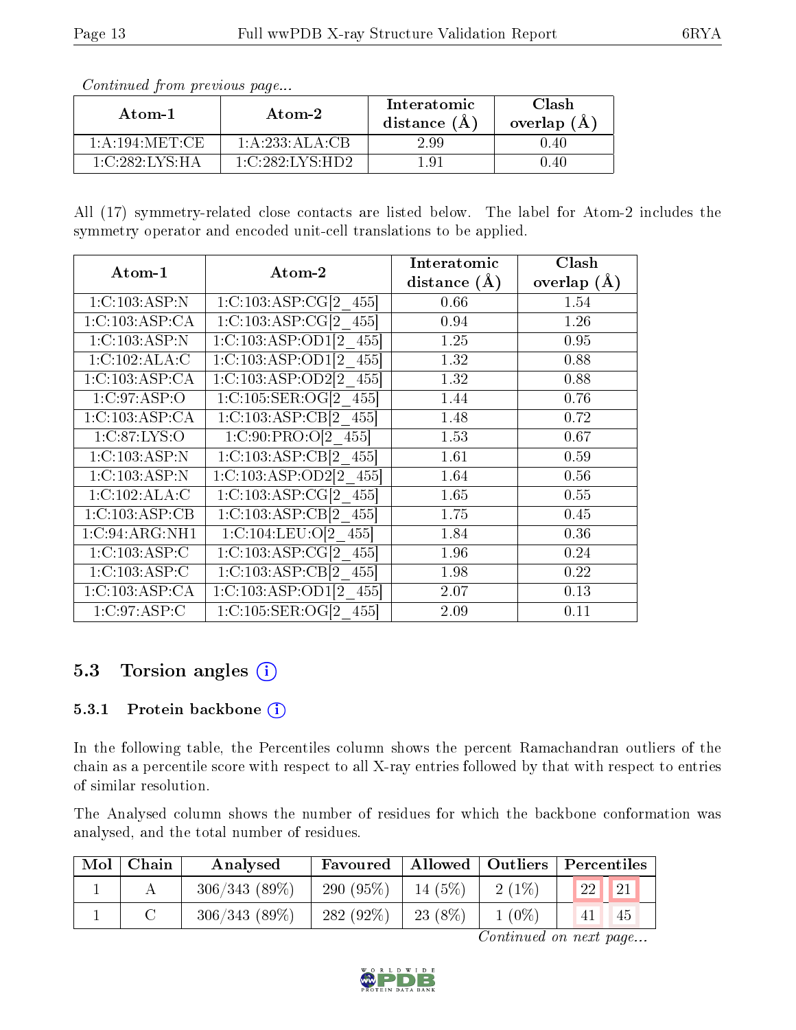*Continued from previous page...*

| Atom-1 | Atom-2 | Interatomic distance (Å) | Clash overlap (Å) |
|---|---|---|---|
| 1:A:194:MET:CE | 1:A:233:ALA:CB | 2.99 | 0.40 |
| 1:C:282:LYS:HA | 1:C:282:LYS:HD2 | 1.91 | 0.40 |

All (17) symmetry-related close contacts are listed below. The label for Atom-2 includes the symmetry operator and encoded unit-cell translations to be applied.

| Atom-1 | Atom-2 | Interatomic distance (Å) | Clash overlap (Å) |
|---|---|---|---|
| 1:C:103:ASP:N | 1:C:103:ASP:CG[2_455] | 0.66 | 1.54 |
| 1:C:103:ASP:CA | 1:C:103:ASP:CG[2_455] | 0.94 | 1.26 |
| 1:C:103:ASP:N | 1:C:103:ASP:OD1[2_455] | 1.25 | 0.95 |
| 1:C:102:ALA:C | 1:C:103:ASP:OD1[2_455] | 1.32 | 0.88 |
| 1:C:103:ASP:CA | 1:C:103:ASP:OD2[2_455] | 1.32 | 0.88 |
| 1:C:97:ASP:O | 1:C:105:SER:OG[2_455] | 1.44 | 0.76 |
| 1:C:103:ASP:CA | 1:C:103:ASP:CB[2_455] | 1.48 | 0.72 |
| 1:C:87:LYS:O | 1:C:90:PRO:O[2_455] | 1.53 | 0.67 |
| 1:C:103:ASP:N | 1:C:103:ASP:CB[2_455] | 1.61 | 0.59 |
| 1:C:103:ASP:N | 1:C:103:ASP:OD2[2_455] | 1.64 | 0.56 |
| 1:C:102:ALA:C | 1:C:103:ASP:CG[2_455] | 1.65 | 0.55 |
| 1:C:103:ASP:CB | 1:C:103:ASP:CB[2_455] | 1.75 | 0.45 |
| 1:C:94:ARG:NH1 | 1:C:104:LEU:O[2_455] | 1.84 | 0.36 |
| 1:C:103:ASP:C | 1:C:103:ASP:CG[2_455] | 1.96 | 0.24 |
| 1:C:103:ASP:C | 1:C:103:ASP:CB[2_455] | 1.98 | 0.22 |
| 1:C:103:ASP:CA | 1:C:103:ASP:OD1[2_455] | 2.07 | 0.13 |
| 1:C:97:ASP:C | 1:C:105:SER:OG[2_455] | 2.09 | 0.11 |

## 5.3 Torsion angles (i)

### 5.3.1 Protein backbone (i)

In the following table, the Percentiles column shows the percent Ramachandran outliers of the chain as a percentile score with respect to all X-ray entries followed by that with respect to entries of similar resolution.

The Analysed column shows the number of residues for which the backbone conformation was analysed, and the total number of residues.

| Mol | Chain | Analysed | Favoured | Allowed | Outliers | Percentiles | |
|---|---|---|---|---|---|---|---|
| 1 | A | 306/343 (89%) | 290 (95%) | 14 (5%) | 2 (1%) | 22 | 21 |
| 1 | C | 306/343 (89%) | 282 (92%) | 23 (8%) | 1 (0%) | 41 | 45 |

*Continued on next page...*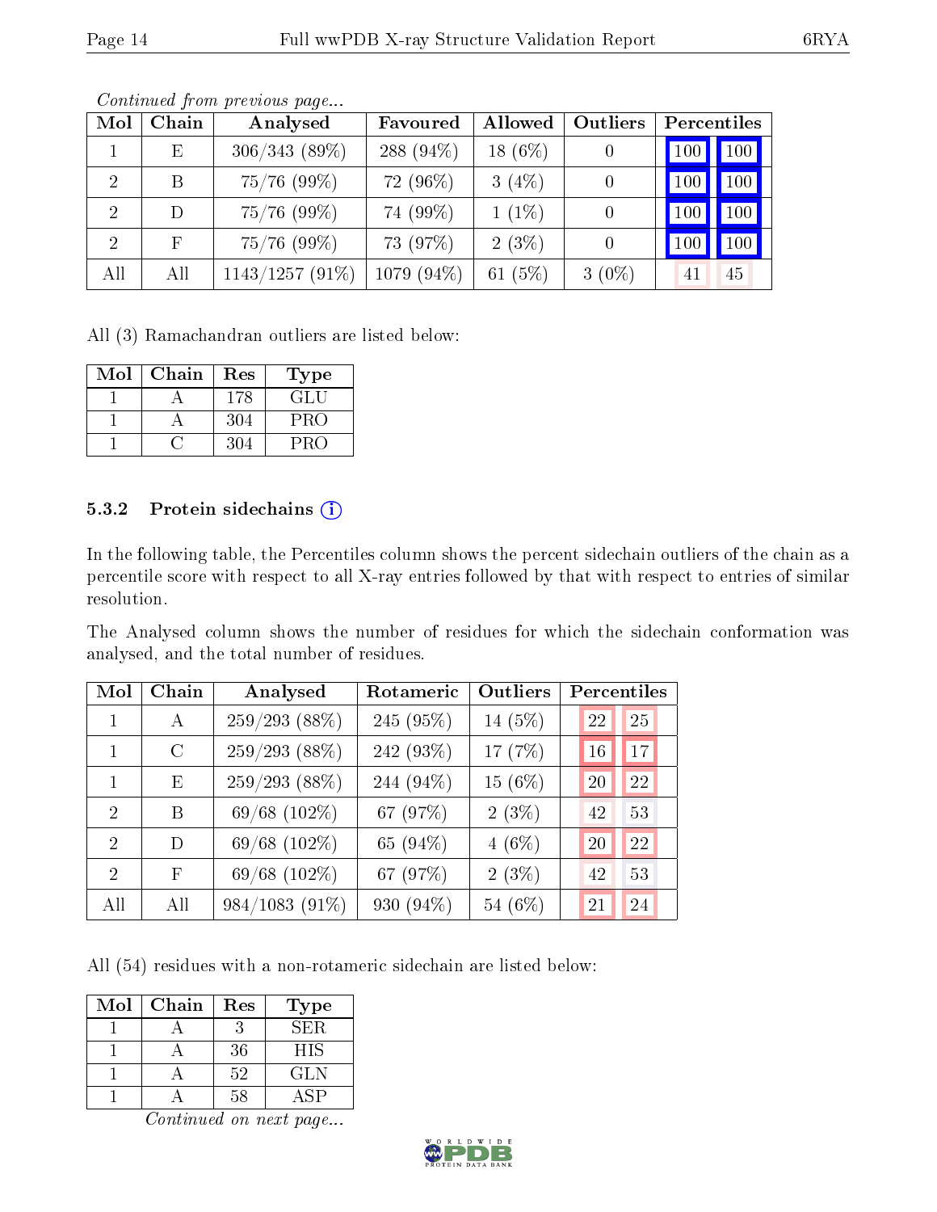*Continued from previous page...*

| Mol | Chain | Analysed | Favoured | Allowed | Outliers | Percentiles | |
|---|---|---|---|---|---|---|---|
| 1 | E | 306/343 (89%) | 288 (94%) | 18 (6%) | 0 | 100 | 100 |
| 2 | B | 75/76 (99%) | 72 (96%) | 3 (4%) | 0 | 100 | 100 |
| 2 | D | 75/76 (99%) | 74 (99%) | 1 (1%) | 0 | 100 | 100 |
| 2 | F | 75/76 (99%) | 73 (97%) | 2 (3%) | 0 | 100 | 100 |
| All | All | 1143/1257 (91%) | 1079 (94%) | 61 (5%) | 3 (0%) | 41 | 45 |

All (3) Ramachandran outliers are listed below:

| Mol | Chain | Res | Type |
|---|---|---|---|
| 1 | A | 178 | GLU |
| 1 | A | 304 | PRO |
| 1 | C | 304 | PRO |

### 5.3.2 Protein sidechains

In the following table, the Percentiles column shows the percent sidechain outliers of the chain as a percentile score with respect to all X-ray entries followed by that with respect to entries of similar resolution.

The Analysed column shows the number of residues for which the sidechain conformation was analysed, and the total number of residues.

| Mol | Chain | Analysed | Rotameric | Outliers | Percentiles | |
|---|---|---|---|---|---|---|
| 1 | A | 259/293 (88%) | 245 (95%) | 14 (5%) | 22 | 25 |
| 1 | C | 259/293 (88%) | 242 (93%) | 17 (7%) | 16 | 17 |
| 1 | E | 259/293 (88%) | 244 (94%) | 15 (6%) | 20 | 22 |
| 2 | B | 69/68 (102%) | 67 (97%) | 2 (3%) | 42 | 53 |
| 2 | D | 69/68 (102%) | 65 (94%) | 4 (6%) | 20 | 22 |
| 2 | F | 69/68 (102%) | 67 (97%) | 2 (3%) | 42 | 53 |
| All | All | 984/1083 (91%) | 930 (94%) | 54 (6%) | 21 | 24 |

All (54) residues with a non-rotameric sidechain are listed below:

| Mol | Chain | Res | Type |
|---|---|---|---|
| 1 | A | 3 | SER |
| 1 | A | 36 | HIS |
| 1 | A | 52 | GLN |
| 1 | A | 58 | ASP |

*Continued on next page...*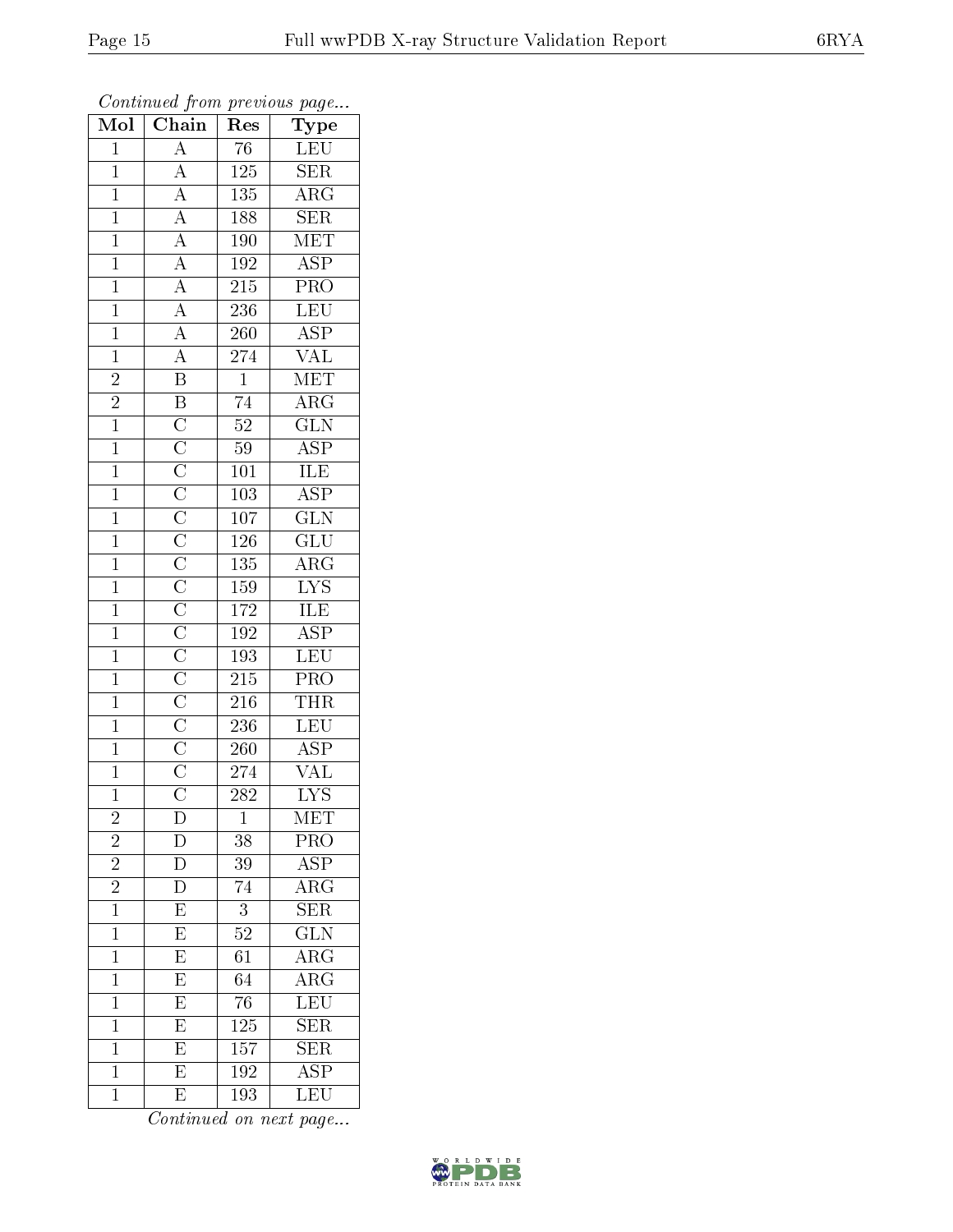*Continued from previous page...*

| Mol | Chain | Res | Type |
|---|---|---|---|
| 1 | A | 76 | LEU |
| 1 | A | 125 | SER |
| 1 | A | 135 | ARG |
| 1 | A | 188 | SER |
| 1 | A | 190 | MET |
| 1 | A | 192 | ASP |
| 1 | A | 215 | PRO |
| 1 | A | 236 | LEU |
| 1 | A | 260 | ASP |
| 1 | A | 274 | VAL |
| 2 | B | 1 | MET |
| 2 | B | 74 | ARG |
| 1 | C | 52 | GLN |
| 1 | C | 59 | ASP |
| 1 | C | 101 | ILE |
| 1 | C | 103 | ASP |
| 1 | C | 107 | GLN |
| 1 | C | 126 | GLU |
| 1 | C | 135 | ARG |
| 1 | C | 159 | LYS |
| 1 | C | 172 | ILE |
| 1 | C | 192 | ASP |
| 1 | C | 193 | LEU |
| 1 | C | 215 | PRO |
| 1 | C | 216 | THR |
| 1 | C | 236 | LEU |
| 1 | C | 260 | ASP |
| 1 | C | 274 | VAL |
| 1 | C | 282 | LYS |
| 2 | D | 1 | MET |
| 2 | D | 38 | PRO |
| 2 | D | 39 | ASP |
| 2 | D | 74 | ARG |
| 1 | E | 3 | SER |
| 1 | E | 52 | GLN |
| 1 | E | 61 | ARG |
| 1 | E | 64 | ARG |
| 1 | E | 76 | LEU |
| 1 | E | 125 | SER |
| 1 | E | 157 | SER |
| 1 | E | 192 | ASP |
| 1 | E | 193 | LEU |

*Continued on next page...*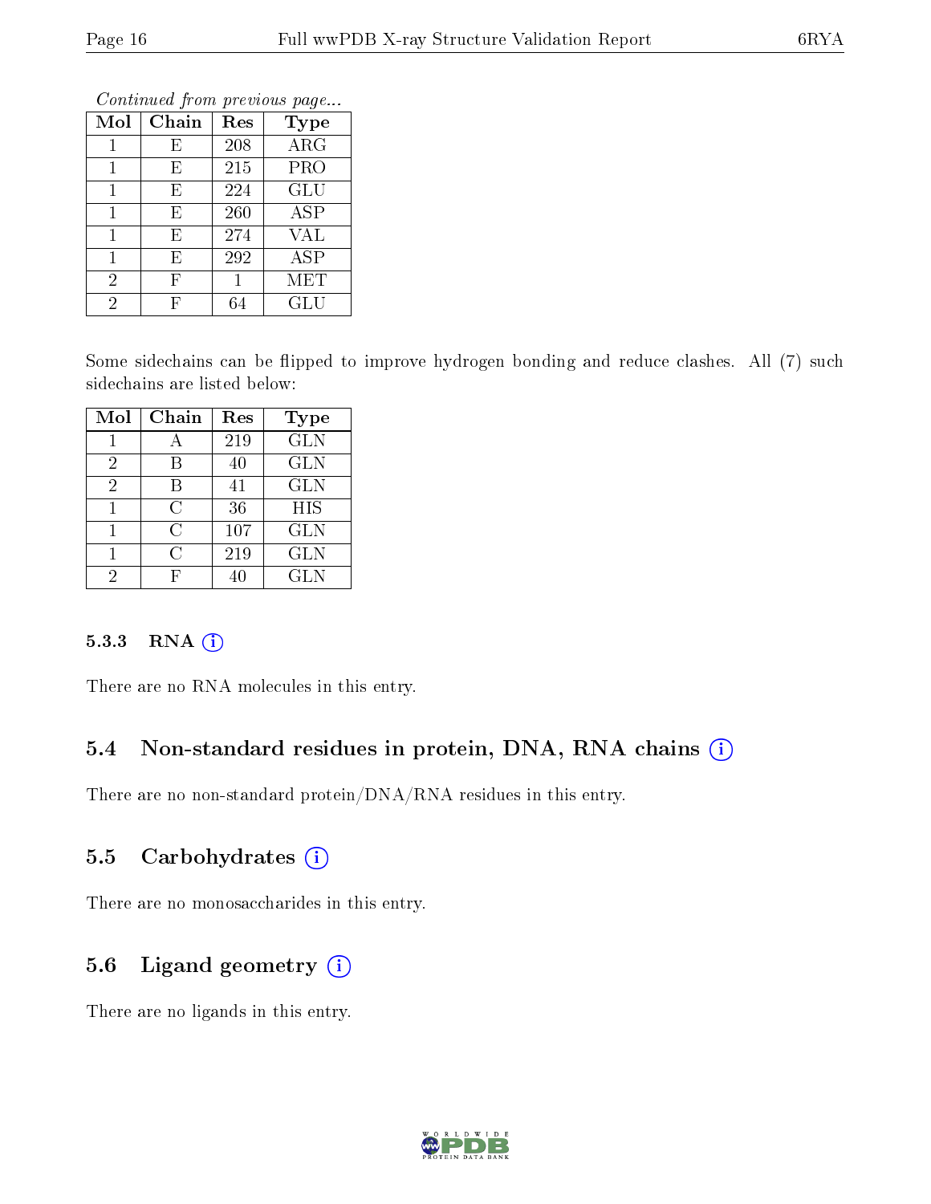*Continued from previous page...*

| Mol | Chain | Res | Type |
| --- | --- | --- | --- |
| 1 | E | 208 | ARG |
| 1 | E | 215 | PRO |
| 1 | E | 224 | GLU |
| 1 | E | 260 | ASP |
| 1 | E | 274 | VAL |
| 1 | E | 292 | ASP |
| 2 | F | 1 | MET |
| 2 | F | 64 | GLU |

Some sidechains can be flipped to improve hydrogen bonding and reduce clashes. All (7) such sidechains are listed below:

| Mol | Chain | Res | Type |
| --- | --- | --- | --- |
| 1 | A | 219 | GLN |
| 2 | B | 40 | GLN |
| 2 | B | 41 | GLN |
| 1 | C | 36 | HIS |
| 1 | C | 107 | GLN |
| 1 | C | 219 | GLN |
| 2 | F | 40 | GLN |

### 5.3.3 RNA

There are no RNA molecules in this entry.

## 5.4 Non-standard residues in protein, DNA, RNA chains

There are no non-standard protein/DNA/RNA residues in this entry.

## 5.5 Carbohydrates

There are no monosaccharides in this entry.

## 5.6 Ligand geometry

There are no ligands in this entry.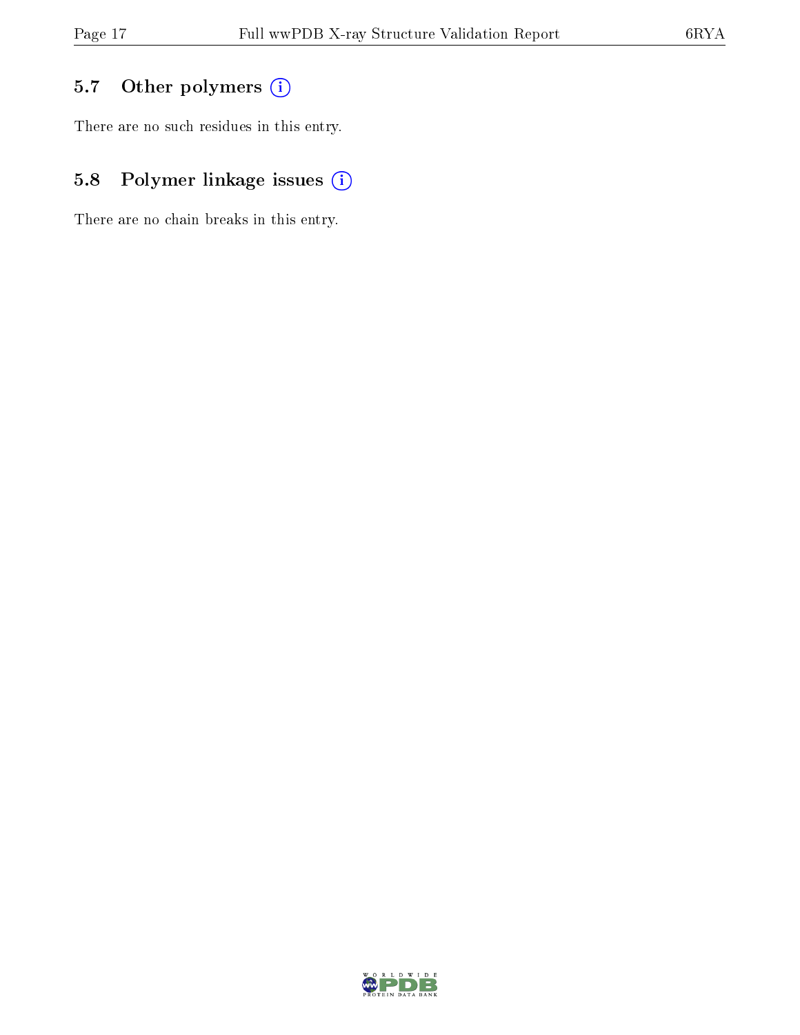### 5.7 Other polymers

There are no such residues in this entry.

### 5.8 Polymer linkage issues

There are no chain breaks in this entry.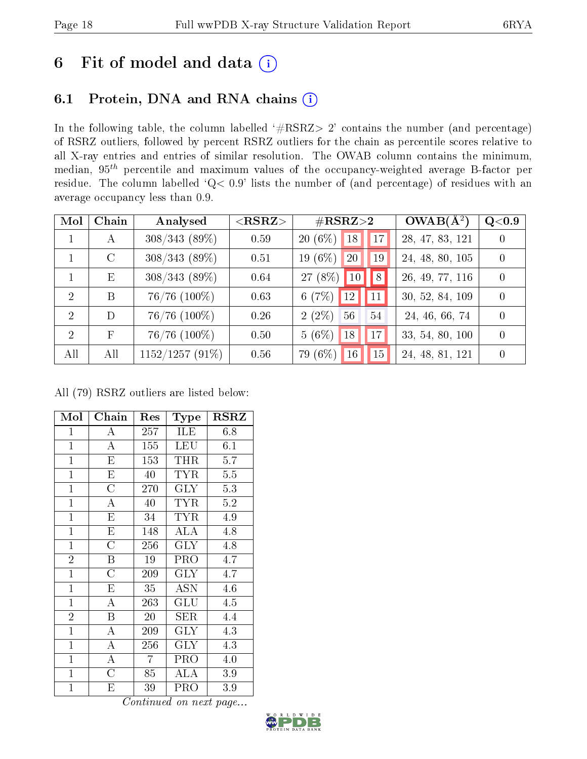# 6 Fit of model and data ⓘ

## 6.1 Protein, DNA and RNA chains ⓘ

In the following table, the column labelled '#RSRZ> 2' contains the number (and percentage) of RSRZ outliers, followed by percent RSRZ outliers for the chain as percentile scores relative to all X-ray entries and entries of similar resolution. The OWAB column contains the minimum, median, $95^{th}$ percentile and maximum values of the occupancy-weighted average B-factor per residue. The column labelled 'Q< 0.9' lists the number of (and percentage) of residues with an average occupancy less than 0.9.

| Mol | Chain | Analysed | <RSRZ> | #RSRZ>2 | | | OWAB(Å$^2$) | Q<0.9 |
|---|---|---|---|---|---|---|---|---|
| 1 | A | 308/343 (89%) | 0.59 | 20 (6%) | 18 | 17 | 28, 47, 83, 121 | 0 |
| 1 | C | 308/343 (89%) | 0.51 | 19 (6%) | 20 | 19 | 24, 48, 80, 105 | 0 |
| 1 | E | 308/343 (89%) | 0.64 | 27 (8%) | 10 | 8 | 26, 49, 77, 116 | 0 |
| 2 | B | 76/76 (100%) | 0.63 | 6 (7%) | 12 | 11 | 30, 52, 84, 109 | 0 |
| 2 | D | 76/76 (100%) | 0.26 | 2 (2%) | 56 | 54 | 24, 46, 66, 74 | 0 |
| 2 | F | 76/76 (100%) | 0.50 | 5 (6%) | 18 | 17 | 33, 54, 80, 100 | 0 |
| All | All | 1152/1257 (91%) | 0.56 | 79 (6%) | 16 | 15 | 24, 48, 81, 121 | 0 |

All (79) RSRZ outliers are listed below:

| Mol | Chain | Res | Type | RSRZ |
|---|---|---|---|---|
| 1 | A | 257 | ILE | 6.8 |
| 1 | A | 155 | LEU | 6.1 |
| 1 | E | 153 | THR | 5.7 |
| 1 | E | 40 | TYR | 5.5 |
| 1 | C | 270 | GLY | 5.3 |
| 1 | A | 40 | TYR | 5.2 |
| 1 | E | 34 | TYR | 4.9 |
| 1 | E | 148 | ALA | 4.8 |
| 1 | C | 256 | GLY | 4.8 |
| 2 | B | 19 | PRO | 4.7 |
| 1 | C | 209 | GLY | 4.7 |
| 1 | E | 35 | ASN | 4.6 |
| 1 | A | 263 | GLU | 4.5 |
| 2 | B | 20 | SER | 4.4 |
| 1 | A | 209 | GLY | 4.3 |
| 1 | A | 256 | GLY | 4.3 |
| 1 | A | 7 | PRO | 4.0 |
| 1 | C | 85 | ALA | 3.9 |
| 1 | E | 39 | PRO | 3.9 |

*Continued on next page...*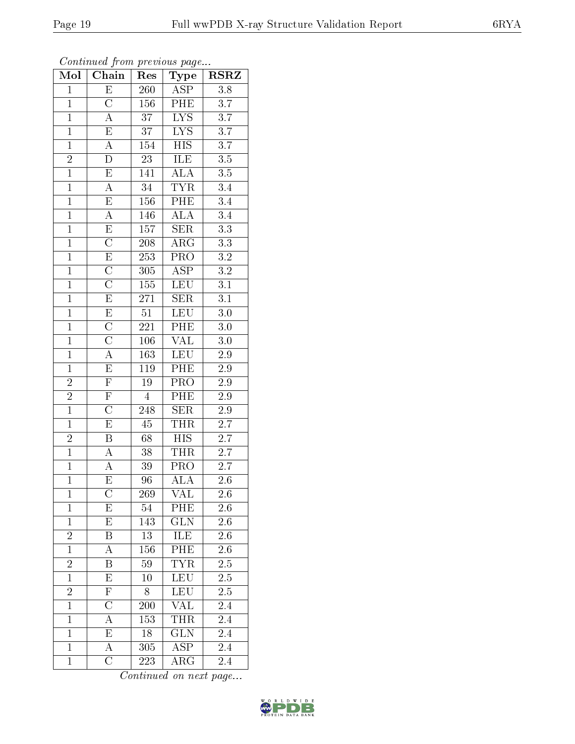*Continued from previous page...*

| Mol | Chain | Res | Type | RSRZ |
|---|---|---|---|---|
| 1 | E | 260 | ASP | 3.8 |
| 1 | C | 156 | PHE | 3.7 |
| 1 | A | 37 | LYS | 3.7 |
| 1 | E | 37 | LYS | 3.7 |
| 1 | A | 154 | HIS | 3.7 |
| 2 | D | 23 | ILE | 3.5 |
| 1 | E | 141 | ALA | 3.5 |
| 1 | A | 34 | TYR | 3.4 |
| 1 | E | 156 | PHE | 3.4 |
| 1 | A | 146 | ALA | 3.4 |
| 1 | E | 157 | SER | 3.3 |
| 1 | C | 208 | ARG | 3.3 |
| 1 | E | 253 | PRO | 3.2 |
| 1 | C | 305 | ASP | 3.2 |
| 1 | C | 155 | LEU | 3.1 |
| 1 | E | 271 | SER | 3.1 |
| 1 | E | 51 | LEU | 3.0 |
| 1 | C | 221 | PHE | 3.0 |
| 1 | C | 106 | VAL | 3.0 |
| 1 | A | 163 | LEU | 2.9 |
| 1 | E | 119 | PHE | 2.9 |
| 2 | F | 19 | PRO | 2.9 |
| 2 | F | 4 | PHE | 2.9 |
| 1 | C | 248 | SER | 2.9 |
| 1 | E | 45 | THR | 2.7 |
| 2 | B | 68 | HIS | 2.7 |
| 1 | A | 38 | THR | 2.7 |
| 1 | A | 39 | PRO | 2.7 |
| 1 | E | 96 | ALA | 2.6 |
| 1 | C | 269 | VAL | 2.6 |
| 1 | E | 54 | PHE | 2.6 |
| 1 | E | 143 | GLN | 2.6 |
| 2 | B | 13 | ILE | 2.6 |
| 1 | A | 156 | PHE | 2.6 |
| 2 | B | 59 | TYR | 2.5 |
| 1 | E | 10 | LEU | 2.5 |
| 2 | F | 8 | LEU | 2.5 |
| 1 | C | 200 | VAL | 2.4 |
| 1 | A | 153 | THR | 2.4 |
| 1 | E | 18 | GLN | 2.4 |
| 1 | A | 305 | ASP | 2.4 |
| 1 | C | 223 | ARG | 2.4 |

*Continued on next page...*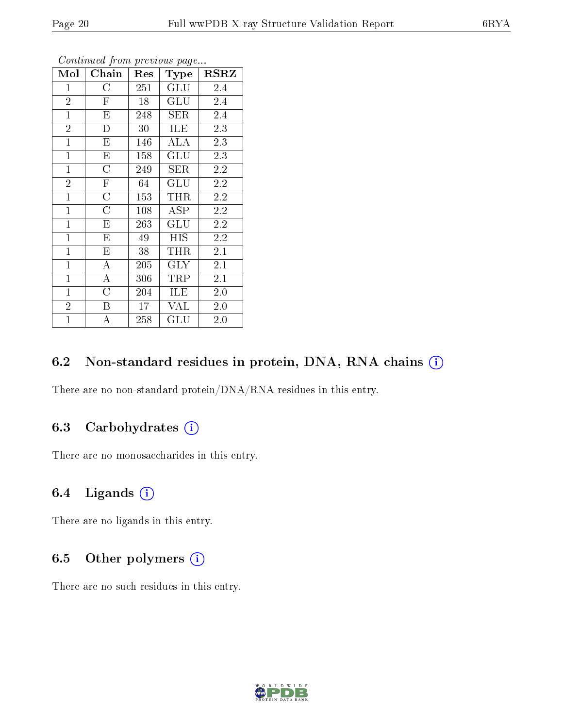*Continued from previous page...*

| Mol | Chain | Res | Type | RSRZ |
|---|---|---|---|---|
| 1 | C | 251 | GLU | 2.4 |
| 2 | F | 18 | GLU | 2.4 |
| 1 | E | 248 | SER | 2.4 |
| 2 | D | 30 | ILE | 2.3 |
| 1 | E | 146 | ALA | 2.3 |
| 1 | E | 158 | GLU | 2.3 |
| 1 | C | 249 | SER | 2.2 |
| 2 | F | 64 | GLU | 2.2 |
| 1 | C | 153 | THR | 2.2 |
| 1 | C | 108 | ASP | 2.2 |
| 1 | E | 263 | GLU | 2.2 |
| 1 | E | 49 | HIS | 2.2 |
| 1 | E | 38 | THR | 2.1 |
| 1 | A | 205 | GLY | 2.1 |
| 1 | A | 306 | TRP | 2.1 |
| 1 | C | 204 | ILE | 2.0 |
| 2 | B | 17 | VAL | 2.0 |
| 1 | A | 258 | GLU | 2.0 |

### 6.2 Non-standard residues in protein, DNA, RNA chains (i)

There are no non-standard protein/DNA/RNA residues in this entry.

### 6.3 Carbohydrates (i)

There are no monosaccharides in this entry.

### 6.4 Ligands (i)

There are no ligands in this entry.

### 6.5 Other polymers (i)

There are no such residues in this entry.